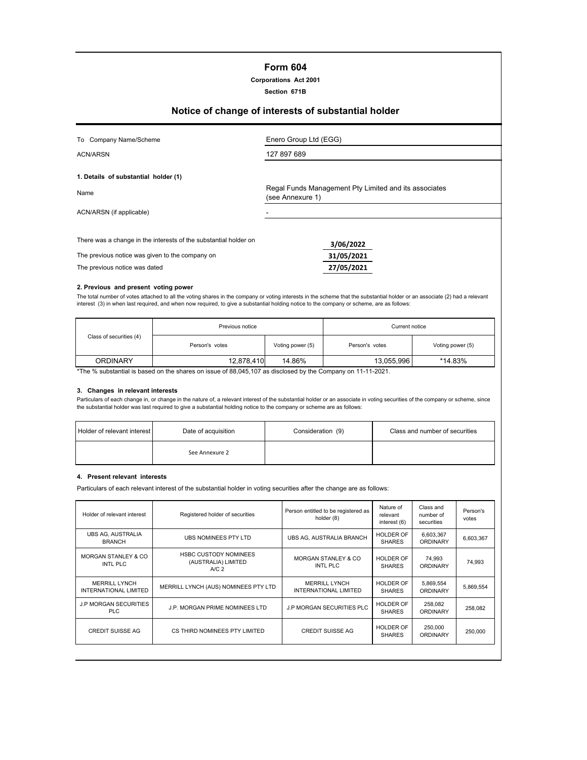# Form 604

**Corporations Act 2001**

**Section 671B**

## Notice of change of interests of substantial holder

| | |
|---|---|
| To Company Name/Scheme | Enero Group Ltd (EGG) |
| ACN/ARSN | 127 897 689 |

**1. Details of substantial holder (1)**

| | |
|---|---|
| Name | Regal Funds Management Pty Limited and its associates (see Annexure 1) |
| ACN/ARSN (if applicable) | - |

| | |
|---|---|
| There was a change in the interests of the substantial holder on | 3/06/2022 |
| The previous notice was given to the company on | 31/05/2021 |
| The previous notice was dated | 27/05/2021 |

**2. Previous and present voting power**

The total number of votes attached to all the voting shares in the company or voting interests in the scheme that the substantial holder or an associate (2) had a relevant interest (3) in when last required, and when now required, to give a substantial holding notice to the company or scheme, are as follows:

| Class of securities (4) | Previous notice | | Current notice | |
|---|---|---|---|---|
| | Person's votes | Voting power (5) | Person's votes | Voting power (5) |
| ORDINARY | 12,878,410 | 14.86% | 13,055,996 | *14.83% |

*The % substantial is based on the shares on issue of 88,045,107 as disclosed by the Company on 11-11-2021.

**3. Changes in relevant interests**

Particulars of each change in, or change in the nature of, a relevant interest of the substantial holder or an associate in voting securities of the company or scheme, since the substantial holder was last required to give a substantial holding notice to the company or scheme are as follows:

| Holder of relevant interest | Date of acquisition | Consideration (9) | Class and number of securities |
|---|---|---|---|
| | See Annexure 2 | | |

**4. Present relevant interests**

Particulars of each relevant interest of the substantial holder in voting securities after the change are as follows:

| Holder of relevant interest | Registered holder of securities | Person entitled to be registered as holder (8) | Nature of relevant interest (6) | Class and number of securities | Person's votes |
|---|---|---|---|---|---|
| UBS AG, AUSTRALIA BRANCH | UBS NOMINEES PTY LTD | UBS AG, AUSTRALIA BRANCH | HOLDER OF SHARES | 6,603,367 ORDINARY | 6,603,367 |
| MORGAN STANLEY & CO INTL PLC | HSBC CUSTODY NOMINEES (AUSTRALIA) LIMITED A/C 2 | MORGAN STANLEY & CO INTL PLC | HOLDER OF SHARES | 74,993 ORDINARY | 74,993 |
| MERRILL LYNCH INTERNATIONAL LIMITED | MERRILL LYNCH (AUS) NOMINEES PTY LTD | MERRILL LYNCH INTERNATIONAL LIMITED | HOLDER OF SHARES | 5,869,554 ORDINARY | 5,869,554 |
| J.P MORGAN SECURITIES PLC | J.P. MORGAN PRIME NOMINEES LTD | J.P MORGAN SECURITIES PLC | HOLDER OF SHARES | 258,082 ORDINARY | 258,082 |
| CREDIT SUISSE AG | CS THIRD NOMINEES PTY LIMITED | CREDIT SUISSE AG | HOLDER OF SHARES | 250,000 ORDINARY | 250,000 |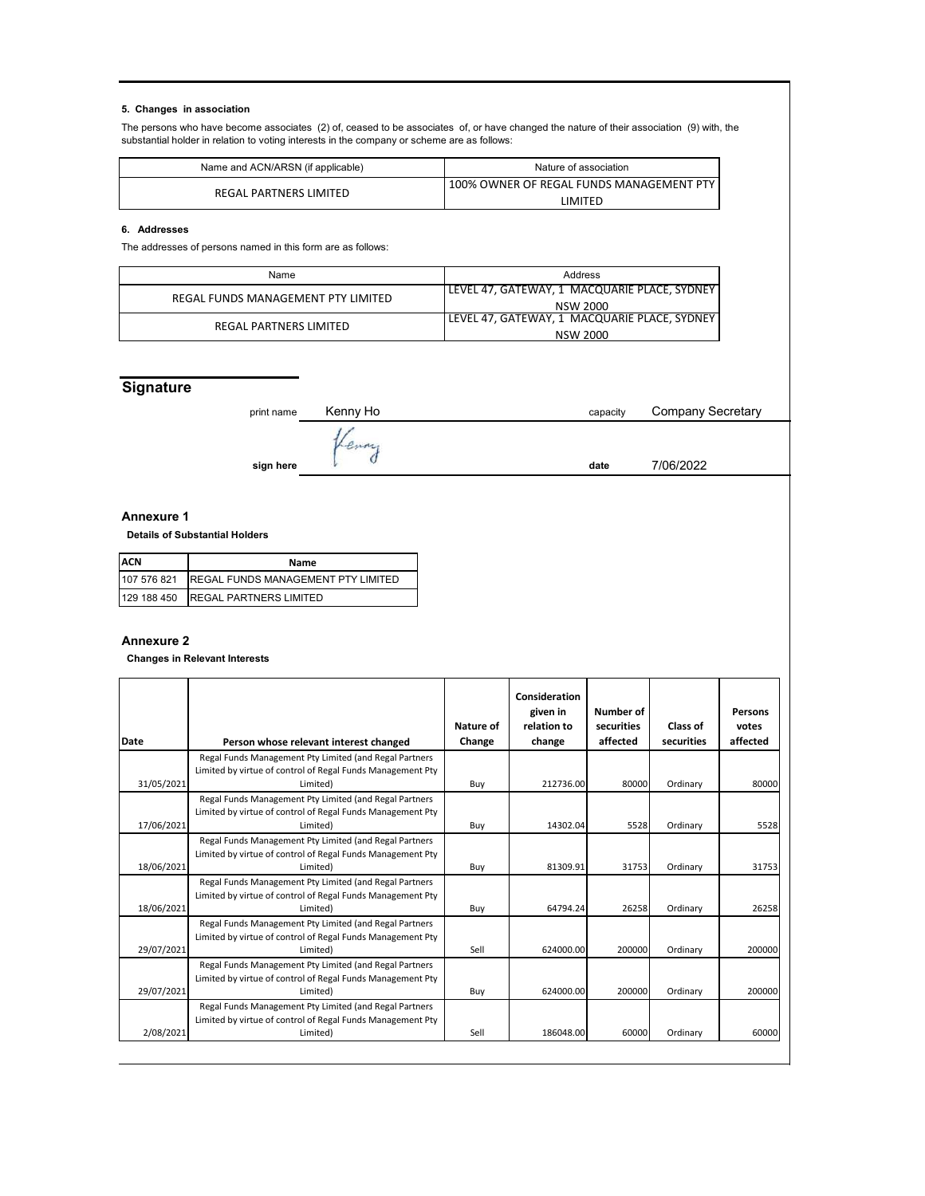### 5. Changes in association

The persons who have become associates (2) of, ceased to be associates of, or have changed the nature of their association (9) with, the substantial holder in relation to voting interests in the company or scheme are as follows:

| Name and ACN/ARSN (if applicable) | Nature of association |
|---|---|
| REGAL PARTNERS LIMITED | 100% OWNER OF REGAL FUNDS MANAGEMENT PTY LIMITED |

### 6. Addresses

The addresses of persons named in this form are as follows:

| Name | Address |
|---|---|
| REGAL FUNDS MANAGEMENT PTY LIMITED | LEVEL 47, GATEWAY, 1 MACQUARIE PLACE, SYDNEY NSW 2000 |
| REGAL PARTNERS LIMITED | LEVEL 47, GATEWAY, 1 MACQUARIE PLACE, SYDNEY NSW 2000 |

## Signature

print name Kenny Ho capacity Company Secretary

sign here Kenny date 7/06/2022

## Annexure 1

**Details of Substantial Holders**

| ACN | Name |
|---|---|
| 107 576 821 | REGAL FUNDS MANAGEMENT PTY LIMITED |
| 129 188 450 | REGAL PARTNERS LIMITED |

## Annexure 2

**Changes in Relevant Interests**

| Date | Person whose relevant interest changed | Nature of Change | Consideration given in relation to change | Number of securities affected | Class of securities | Persons votes affected |
|---|---|---|---|---|---|---|
| 31/05/2021 | Regal Funds Management Pty Limited (and Regal Partners Limited by virtue of control of Regal Funds Management Pty Limited) | Buy | 212736.00 | 80000 | Ordinary | 80000 |
| 17/06/2021 | Regal Funds Management Pty Limited (and Regal Partners Limited by virtue of control of Regal Funds Management Pty Limited) | Buy | 14302.04 | 5528 | Ordinary | 5528 |
| 18/06/2021 | Regal Funds Management Pty Limited (and Regal Partners Limited by virtue of control of Regal Funds Management Pty Limited) | Buy | 81309.91 | 31753 | Ordinary | 31753 |
| 18/06/2021 | Regal Funds Management Pty Limited (and Regal Partners Limited by virtue of control of Regal Funds Management Pty Limited) | Buy | 64794.24 | 26258 | Ordinary | 26258 |
| 29/07/2021 | Regal Funds Management Pty Limited (and Regal Partners Limited by virtue of control of Regal Funds Management Pty Limited) | Sell | 624000.00 | 200000 | Ordinary | 200000 |
| 29/07/2021 | Regal Funds Management Pty Limited (and Regal Partners Limited by virtue of control of Regal Funds Management Pty Limited) | Buy | 624000.00 | 200000 | Ordinary | 200000 |
| 2/08/2021 | Regal Funds Management Pty Limited (and Regal Partners Limited by virtue of control of Regal Funds Management Pty Limited) | Sell | 186048.00 | 60000 | Ordinary | 60000 |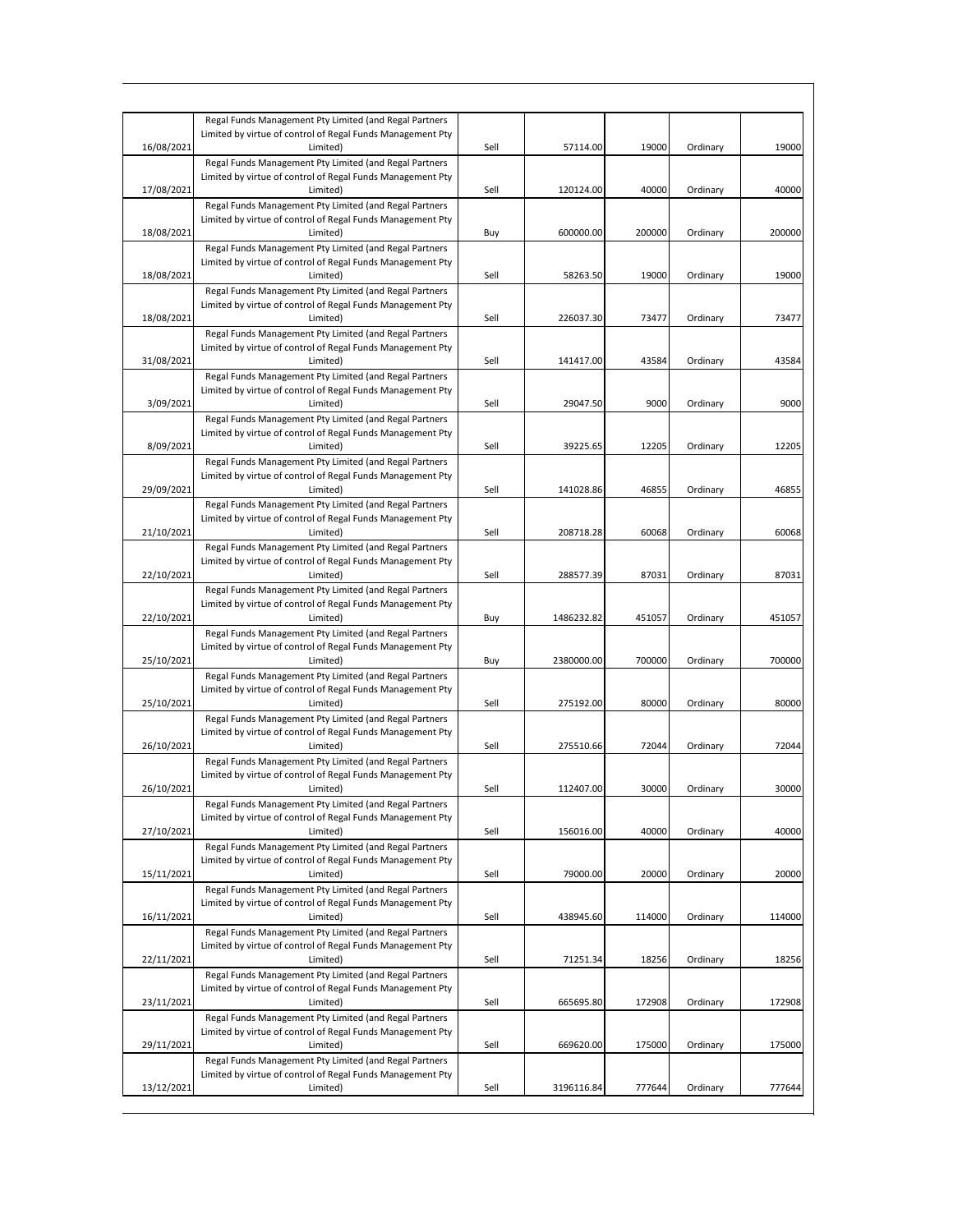| | | | | | | |
|---|---|---|---|---|---|---|
| 16/08/2021 | Regal Funds Management Pty Limited (and Regal Partners Limited by virtue of control of Regal Funds Management Pty Limited) | Sell | 57114.00 | 19000 | Ordinary | 19000 |
| 17/08/2021 | Regal Funds Management Pty Limited (and Regal Partners Limited by virtue of control of Regal Funds Management Pty Limited) | Sell | 120124.00 | 40000 | Ordinary | 40000 |
| 18/08/2021 | Regal Funds Management Pty Limited (and Regal Partners Limited by virtue of control of Regal Funds Management Pty Limited) | Buy | 600000.00 | 200000 | Ordinary | 200000 |
| 18/08/2021 | Regal Funds Management Pty Limited (and Regal Partners Limited by virtue of control of Regal Funds Management Pty Limited) | Sell | 58263.50 | 19000 | Ordinary | 19000 |
| 18/08/2021 | Regal Funds Management Pty Limited (and Regal Partners Limited by virtue of control of Regal Funds Management Pty Limited) | Sell | 226037.30 | 73477 | Ordinary | 73477 |
| 31/08/2021 | Regal Funds Management Pty Limited (and Regal Partners Limited by virtue of control of Regal Funds Management Pty Limited) | Sell | 141417.00 | 43584 | Ordinary | 43584 |
| 3/09/2021 | Regal Funds Management Pty Limited (and Regal Partners Limited by virtue of control of Regal Funds Management Pty Limited) | Sell | 29047.50 | 9000 | Ordinary | 9000 |
| 8/09/2021 | Regal Funds Management Pty Limited (and Regal Partners Limited by virtue of control of Regal Funds Management Pty Limited) | Sell | 39225.65 | 12205 | Ordinary | 12205 |
| 29/09/2021 | Regal Funds Management Pty Limited (and Regal Partners Limited by virtue of control of Regal Funds Management Pty Limited) | Sell | 141028.86 | 46855 | Ordinary | 46855 |
| 21/10/2021 | Regal Funds Management Pty Limited (and Regal Partners Limited by virtue of control of Regal Funds Management Pty Limited) | Sell | 208718.28 | 60068 | Ordinary | 60068 |
| 22/10/2021 | Regal Funds Management Pty Limited (and Regal Partners Limited by virtue of control of Regal Funds Management Pty Limited) | Sell | 288577.39 | 87031 | Ordinary | 87031 |
| 22/10/2021 | Regal Funds Management Pty Limited (and Regal Partners Limited by virtue of control of Regal Funds Management Pty Limited) | Buy | 1486232.82 | 451057 | Ordinary | 451057 |
| 25/10/2021 | Regal Funds Management Pty Limited (and Regal Partners Limited by virtue of control of Regal Funds Management Pty Limited) | Buy | 2380000.00 | 700000 | Ordinary | 700000 |
| 25/10/2021 | Regal Funds Management Pty Limited (and Regal Partners Limited by virtue of control of Regal Funds Management Pty Limited) | Sell | 275192.00 | 80000 | Ordinary | 80000 |
| 26/10/2021 | Regal Funds Management Pty Limited (and Regal Partners Limited by virtue of control of Regal Funds Management Pty Limited) | Sell | 275510.66 | 72044 | Ordinary | 72044 |
| 26/10/2021 | Regal Funds Management Pty Limited (and Regal Partners Limited by virtue of control of Regal Funds Management Pty Limited) | Sell | 112407.00 | 30000 | Ordinary | 30000 |
| 27/10/2021 | Regal Funds Management Pty Limited (and Regal Partners Limited by virtue of control of Regal Funds Management Pty Limited) | Sell | 156016.00 | 40000 | Ordinary | 40000 |
| 15/11/2021 | Regal Funds Management Pty Limited (and Regal Partners Limited by virtue of control of Regal Funds Management Pty Limited) | Sell | 79000.00 | 20000 | Ordinary | 20000 |
| 16/11/2021 | Regal Funds Management Pty Limited (and Regal Partners Limited by virtue of control of Regal Funds Management Pty Limited) | Sell | 438945.60 | 114000 | Ordinary | 114000 |
| 22/11/2021 | Regal Funds Management Pty Limited (and Regal Partners Limited by virtue of control of Regal Funds Management Pty Limited) | Sell | 71251.34 | 18256 | Ordinary | 18256 |
| 23/11/2021 | Regal Funds Management Pty Limited (and Regal Partners Limited by virtue of control of Regal Funds Management Pty Limited) | Sell | 665695.80 | 172908 | Ordinary | 172908 |
| 29/11/2021 | Regal Funds Management Pty Limited (and Regal Partners Limited by virtue of control of Regal Funds Management Pty Limited) | Sell | 669620.00 | 175000 | Ordinary | 175000 |
| 13/12/2021 | Regal Funds Management Pty Limited (and Regal Partners Limited by virtue of control of Regal Funds Management Pty Limited) | Sell | 3196116.84 | 777644 | Ordinary | 777644 |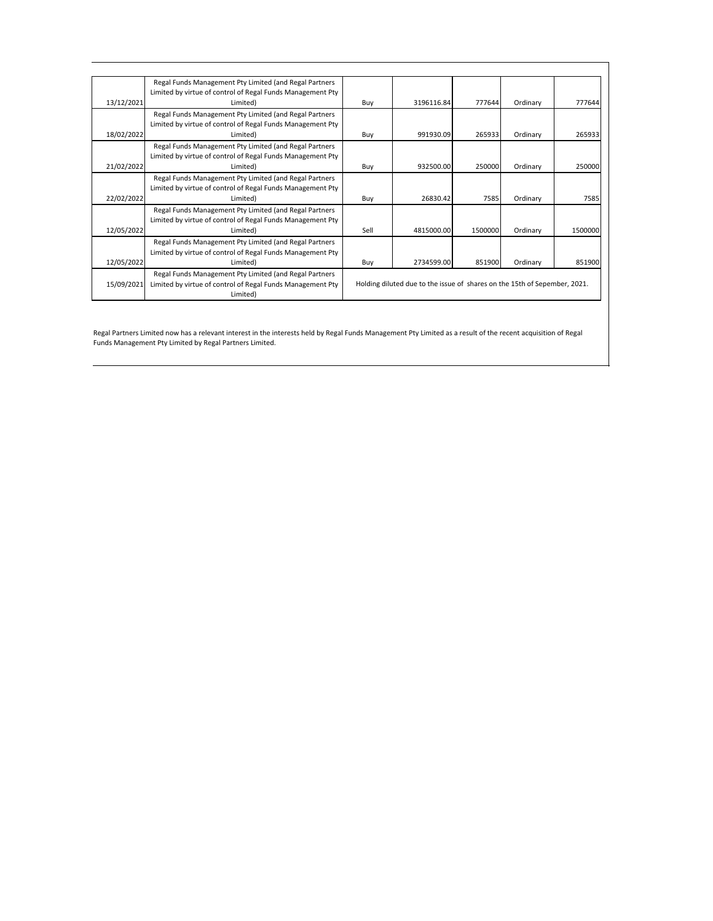| | | | | | | |
|---|---|---|---|---|---|---|
| 13/12/2021 | Regal Funds Management Pty Limited (and Regal Partners Limited by virtue of control of Regal Funds Management Pty Limited) | Buy | 3196116.84 | 777644 | Ordinary | 777644 |
| 18/02/2022 | Regal Funds Management Pty Limited (and Regal Partners Limited by virtue of control of Regal Funds Management Pty Limited) | Buy | 991930.09 | 265933 | Ordinary | 265933 |
| 21/02/2022 | Regal Funds Management Pty Limited (and Regal Partners Limited by virtue of control of Regal Funds Management Pty Limited) | Buy | 932500.00 | 250000 | Ordinary | 250000 |
| 22/02/2022 | Regal Funds Management Pty Limited (and Regal Partners Limited by virtue of control of Regal Funds Management Pty Limited) | Buy | 26830.42 | 7585 | Ordinary | 7585 |
| 12/05/2022 | Regal Funds Management Pty Limited (and Regal Partners Limited by virtue of control of Regal Funds Management Pty Limited) | Sell | 4815000.00 | 1500000 | Ordinary | 1500000 |
| 12/05/2022 | Regal Funds Management Pty Limited (and Regal Partners Limited by virtue of control of Regal Funds Management Pty Limited) | Buy | 2734599.00 | 851900 | Ordinary | 851900 |
| 15/09/2021 | Regal Funds Management Pty Limited (and Regal Partners Limited by virtue of control of Regal Funds Management Pty Limited) | Holding diluted due to the issue of shares on the 15th of Sepember, 2021. | | | | |

Regal Partners Limited now has a relevant interest in the interests held by Regal Funds Management Pty Limited as a result of the recent acquisition of Regal Funds Management Pty Limited by Regal Partners Limited.